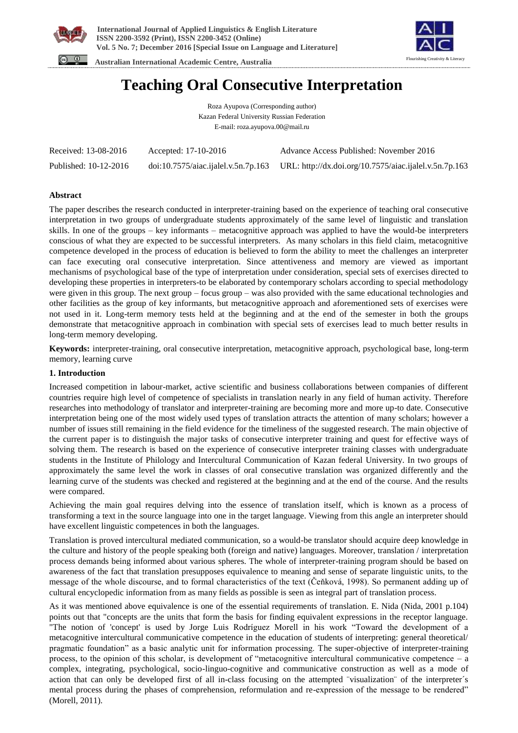# Teaching Oral Consecutive Interpretation

Roza Ayupova (Corresponding author)
Kazan Federal University Russian Federation
E-mail: roza.ayupova.00@mail.ru

| Received: 13-08-2016 | Accepted: 17-10-2016 | Advance Access Published: November 2016 |
|---|---|---|
| Published: 10-12-2016 | doi:10.7575/aiac.ijalel.v.5n.7p.163 | URL: http://dx.doi.org/10.7575/aiac.ijalel.v.5n.7p.163 |

## Abstract

The paper describes the research conducted in interpreter-training based on the experience of teaching oral consecutive interpretation in two groups of undergraduate students approximately of the same level of linguistic and translation skills. In one of the groups – key informants – metacognitive approach was applied to have the would-be interpreters conscious of what they are expected to be successful interpreters. As many scholars in this field claim, metacognitive competence developed in the process of education is believed to form the ability to meet the challenges an interpreter can face executing oral consecutive interpretation. Since attentiveness and memory are viewed as important mechanisms of psychological base of the type of interpretation under consideration, special sets of exercises directed to developing these properties in interpreters-to be elaborated by contemporary scholars according to special methodology were given in this group. The next group – focus group – was also provided with the same educational technologies and other facilities as the group of key informants, but metacognitive approach and aforementioned sets of exercises were not used in it. Long-term memory tests held at the beginning and at the end of the semester in both the groups demonstrate that metacognitive approach in combination with special sets of exercises lead to much better results in long-term memory developing.

**Keywords:** interpreter-training, oral consecutive interpretation, metacognitive approach, psychological base, long-term memory, learning curve

## 1. Introduction

Increased competition in labour-market, active scientific and business collaborations between companies of different countries require high level of competence of specialists in translation nearly in any field of human activity. Therefore researches into methodology of translator and interpreter-training are becoming more and more up-to date. Consecutive interpretation being one of the most widely used types of translation attracts the attention of many scholars; however a number of issues still remaining in the field evidence for the timeliness of the suggested research. The main objective of the current paper is to distinguish the major tasks of consecutive interpreter training and quest for effective ways of solving them. The research is based on the experience of consecutive interpreter training classes with undergraduate students in the Institute of Philology and Intercultural Communication of Kazan federal University. In two groups of approximately the same level the work in classes of oral consecutive translation was organized differently and the learning curve of the students was checked and registered at the beginning and at the end of the course. And the results were compared.

Achieving the main goal requires delving into the essence of translation itself, which is known as a process of transforming a text in the source language into one in the target language. Viewing from this angle an interpreter should have excellent linguistic competences in both the languages.

Translation is proved intercultural mediated communication, so a would-be translator should acquire deep knowledge in the culture and history of the people speaking both (foreign and native) languages. Moreover, translation / interpretation process demands being informed about various spheres. The whole of interpreter-training program should be based on awareness of the fact that translation presupposes equivalence to meaning and sense of separate linguistic units, to the message of the whole discourse, and to formal characteristics of the text (Čeňková, 1998). So permanent adding up of cultural encyclopedic information from as many fields as possible is seen as integral part of translation process.

As it was mentioned above equivalence is one of the essential requirements of translation. E. Nida (Nida, 2001 p.104) points out that "concepts are the units that form the basis for finding equivalent expressions in the receptor language. "The notion of 'concept' is used by Jorge Luis Rodríguez Morell in his work "Toward the development of a metacognitive intercultural communicative competence in the education of students of interpreting: general theoretical/ pragmatic foundation" as a basic analytic unit for information processing. The super-objective of interpreter-training process, to the opinion of this scholar, is development of "metacognitive intercultural communicative competence – a complex, integrating, psychological, socio-linguo-cognitive and communicative construction as well as a mode of action that can only be developed first of all in-class focusing on the attempted ¨visualization¨ of the interpreter´s mental process during the phases of comprehension, reformulation and re-expression of the message to be rendered" (Morell, 2011).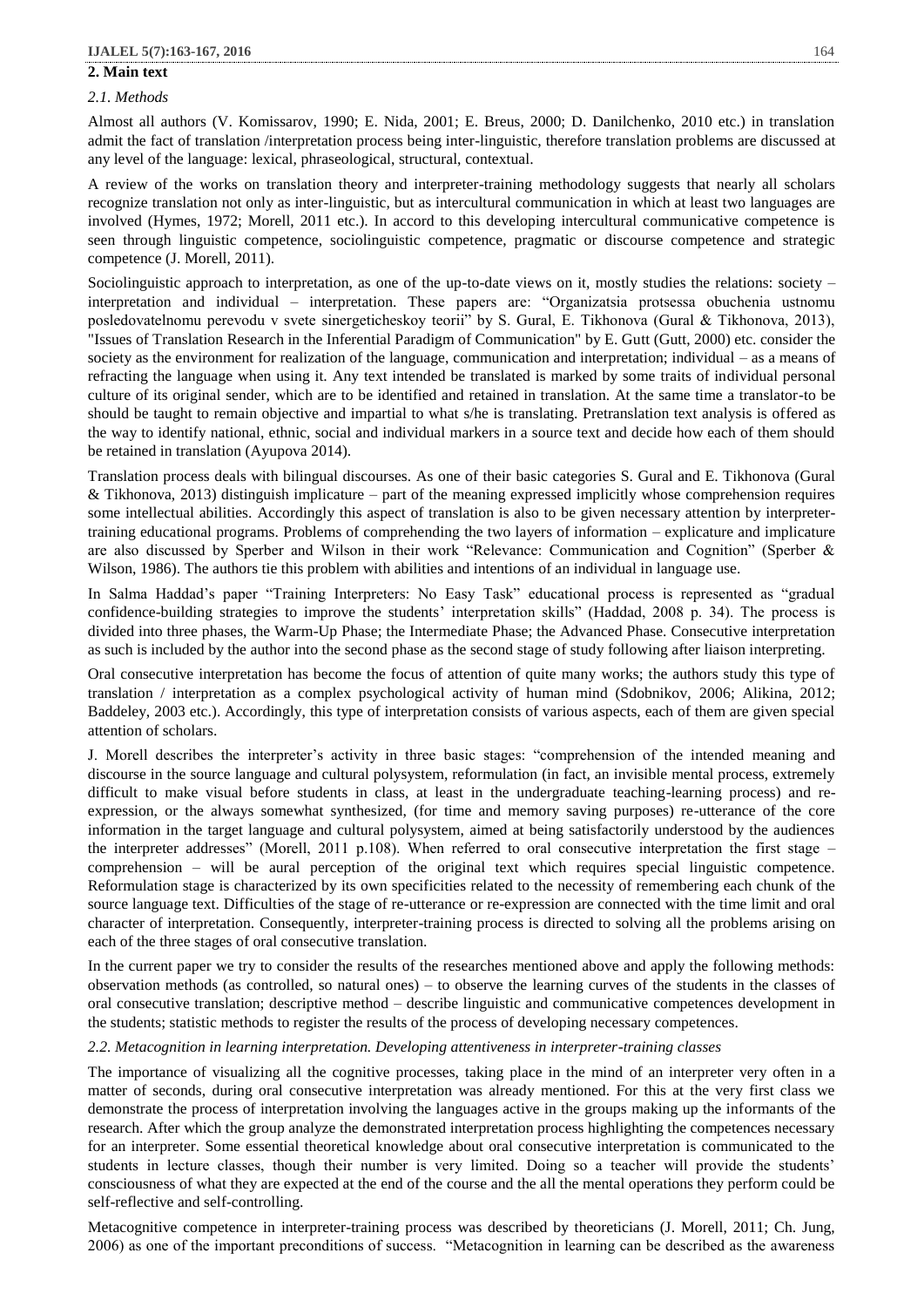## 2. Main text

### *2.1. Methods*

Almost all authors (V. Komissarov, 1990; E. Nida, 2001; E. Breus, 2000; D. Danilchenko, 2010 etc.) in translation admit the fact of translation /interpretation process being inter-linguistic, therefore translation problems are discussed at any level of the language: lexical, phraseological, structural, contextual.

A review of the works on translation theory and interpreter-training methodology suggests that nearly all scholars recognize translation not only as inter-linguistic, but as intercultural communication in which at least two languages are involved (Hymes, 1972; Morell, 2011 etc.). In accord to this developing intercultural communicative competence is seen through linguistic competence, sociolinguistic competence, pragmatic or discourse competence and strategic competence (J. Morell, 2011).

Sociolinguistic approach to interpretation, as one of the up-to-date views on it, mostly studies the relations: society – interpretation and individual – interpretation. These papers are: "Organizatsia protsessa obuchenia ustnomu posledovatelnomu perevodu v svete sinergeticheskoy teorii" by S. Gural, E. Tikhonova (Gural & Tikhonova, 2013), "Issues of Translation Research in the Inferential Paradigm of Communication" by E. Gutt (Gutt, 2000) etc. consider the society as the environment for realization of the language, communication and interpretation; individual – as a means of refracting the language when using it. Any text intended be translated is marked by some traits of individual personal culture of its original sender, which are to be identified and retained in translation. At the same time a translator-to be should be taught to remain objective and impartial to what s/he is translating. Pretranslation text analysis is offered as the way to identify national, ethnic, social and individual markers in a source text and decide how each of them should be retained in translation (Ayupova 2014).

Translation process deals with bilingual discourses. As one of their basic categories S. Gural and E. Tikhonova (Gural & Tikhonova, 2013) distinguish implicature – part of the meaning expressed implicitly whose comprehension requires some intellectual abilities. Accordingly this aspect of translation is also to be given necessary attention by interpreter-training educational programs. Problems of comprehending the two layers of information – explicature and implicature are also discussed by Sperber and Wilson in their work "Relevance: Communication and Cognition" (Sperber & Wilson, 1986). The authors tie this problem with abilities and intentions of an individual in language use.

In Salma Haddad's paper "Training Interpreters: No Easy Task" educational process is represented as "gradual confidence-building strategies to improve the students' interpretation skills" (Haddad, 2008 p. 34). The process is divided into three phases, the Warm-Up Phase; the Intermediate Phase; the Advanced Phase. Consecutive interpretation as such is included by the author into the second phase as the second stage of study following after liaison interpreting.

Oral consecutive interpretation has become the focus of attention of quite many works; the authors study this type of translation / interpretation as a complex psychological activity of human mind (Sdobnikov, 2006; Alikina, 2012; Baddeley, 2003 etc.). Accordingly, this type of interpretation consists of various aspects, each of them are given special attention of scholars.

J. Morell describes the interpreter's activity in three basic stages: "comprehension of the intended meaning and discourse in the source language and cultural polysystem, reformulation (in fact, an invisible mental process, extremely difficult to make visual before students in class, at least in the undergraduate teaching-learning process) and re-expression, or the always somewhat synthesized, (for time and memory saving purposes) re-utterance of the core information in the target language and cultural polysystem, aimed at being satisfactorily understood by the audiences the interpreter addresses" (Morell, 2011 p.108). When referred to oral consecutive interpretation the first stage – comprehension – will be aural perception of the original text which requires special linguistic competence. Reformulation stage is characterized by its own specificities related to the necessity of remembering each chunk of the source language text. Difficulties of the stage of re-utterance or re-expression are connected with the time limit and oral character of interpretation. Consequently, interpreter-training process is directed to solving all the problems arising on each of the three stages of oral consecutive translation.

In the current paper we try to consider the results of the researches mentioned above and apply the following methods: observation methods (as controlled, so natural ones) – to observe the learning curves of the students in the classes of oral consecutive translation; descriptive method – describe linguistic and communicative competences development in the students; statistic methods to register the results of the process of developing necessary competences.

### *2.2. Metacognition in learning interpretation. Developing attentiveness in interpreter-training classes*

The importance of visualizing all the cognitive processes, taking place in the mind of an interpreter very often in a matter of seconds, during oral consecutive interpretation was already mentioned. For this at the very first class we demonstrate the process of interpretation involving the languages active in the groups making up the informants of the research. After which the group analyze the demonstrated interpretation process highlighting the competences necessary for an interpreter. Some essential theoretical knowledge about oral consecutive interpretation is communicated to the students in lecture classes, though their number is very limited. Doing so a teacher will provide the students' consciousness of what they are expected at the end of the course and the all the mental operations they perform could be self-reflective and self-controlling.

Metacognitive competence in interpreter-training process was described by theoreticians (J. Morell, 2011; Ch. Jung, 2006) as one of the important preconditions of success. "Metacognition in learning can be described as the awareness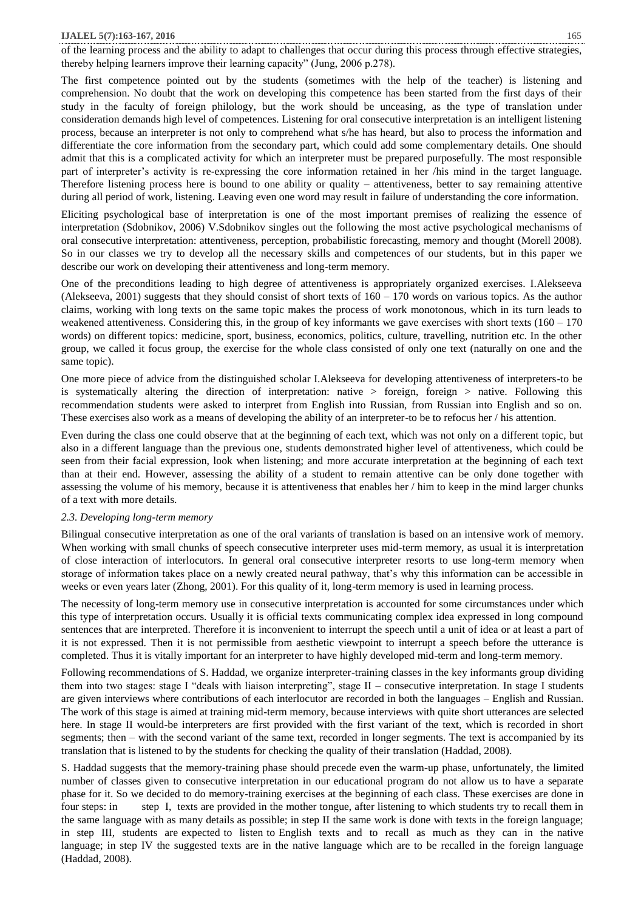of the learning process and the ability to adapt to challenges that occur during this process through effective strategies, thereby helping learners improve their learning capacity" (Jung, 2006 p.278).

The first competence pointed out by the students (sometimes with the help of the teacher) is listening and comprehension. No doubt that the work on developing this competence has been started from the first days of their study in the faculty of foreign philology, but the work should be unceasing, as the type of translation under consideration demands high level of competences. Listening for oral consecutive interpretation is an intelligent listening process, because an interpreter is not only to comprehend what s/he has heard, but also to process the information and differentiate the core information from the secondary part, which could add some complementary details. One should admit that this is a complicated activity for which an interpreter must be prepared purposefully. The most responsible part of interpreter's activity is re-expressing the core information retained in her /his mind in the target language. Therefore listening process here is bound to one ability or quality – attentiveness, better to say remaining attentive during all period of work, listening. Leaving even one word may result in failure of understanding the core information.

Eliciting psychological base of interpretation is one of the most important premises of realizing the essence of interpretation (Sdobnikov, 2006) V.Sdobnikov singles out the following the most active psychological mechanisms of oral consecutive interpretation: attentiveness, perception, probabilistic forecasting, memory and thought (Morell 2008). So in our classes we try to develop all the necessary skills and competences of our students, but in this paper we describe our work on developing their attentiveness and long-term memory.

One of the preconditions leading to high degree of attentiveness is appropriately organized exercises. I.Alekseeva (Alekseeva, 2001) suggests that they should consist of short texts of 160 – 170 words on various topics. As the author claims, working with long texts on the same topic makes the process of work monotonous, which in its turn leads to weakened attentiveness. Considering this, in the group of key informants we gave exercises with short texts (160 – 170 words) on different topics: medicine, sport, business, economics, politics, culture, travelling, nutrition etc. In the other group, we called it focus group, the exercise for the whole class consisted of only one text (naturally on one and the same topic).

One more piece of advice from the distinguished scholar I.Alekseeva for developing attentiveness of interpreters-to be is systematically altering the direction of interpretation: native > foreign, foreign > native. Following this recommendation students were asked to interpret from English into Russian, from Russian into English and so on. These exercises also work as a means of developing the ability of an interpreter-to be to refocus her / his attention.

Even during the class one could observe that at the beginning of each text, which was not only on a different topic, but also in a different language than the previous one, students demonstrated higher level of attentiveness, which could be seen from their facial expression, look when listening; and more accurate interpretation at the beginning of each text than at their end. However, assessing the ability of a student to remain attentive can be only done together with assessing the volume of his memory, because it is attentiveness that enables her / him to keep in the mind larger chunks of a text with more details.

### *2.3. Developing long-term memory*

Bilingual consecutive interpretation as one of the oral variants of translation is based on an intensive work of memory. When working with small chunks of speech consecutive interpreter uses mid-term memory, as usual it is interpretation of close interaction of interlocutors. In general oral consecutive interpreter resorts to use long-term memory when storage of information takes place on a newly created neural pathway, that's why this information can be accessible in weeks or even years later (Zhong, 2001). For this quality of it, long-term memory is used in learning process.

The necessity of long-term memory use in consecutive interpretation is accounted for some circumstances under which this type of interpretation occurs. Usually it is official texts communicating complex idea expressed in long compound sentences that are interpreted. Therefore it is inconvenient to interrupt the speech until a unit of idea or at least a part of it is not expressed. Then it is not permissible from aesthetic viewpoint to interrupt a speech before the utterance is completed. Thus it is vitally important for an interpreter to have highly developed mid-term and long-term memory.

Following recommendations of S. Haddad, we organize interpreter-training classes in the key informants group dividing them into two stages: stage I "deals with liaison interpreting", stage II – consecutive interpretation. In stage I students are given interviews where contributions of each interlocutor are recorded in both the languages – English and Russian. The work of this stage is aimed at training mid-term memory, because interviews with quite short utterances are selected here. In stage II would-be interpreters are first provided with the first variant of the text, which is recorded in short segments; then – with the second variant of the same text, recorded in longer segments. The text is accompanied by its translation that is listened to by the students for checking the quality of their translation (Haddad, 2008).

S. Haddad suggests that the memory-training phase should precede even the warm-up phase, unfortunately, the limited number of classes given to consecutive interpretation in our educational program do not allow us to have a separate phase for it. So we decided to do memory-training exercises at the beginning of each class. These exercises are done in four steps: in step I, texts are provided in the mother tongue, after listening to which students try to recall them in the same language with as many details as possible; in step II the same work is done with texts in the foreign language; in step III, students are expected to listen to English texts and to recall as much as they can in the native language; in step IV the suggested texts are in the native language which are to be recalled in the foreign language (Haddad, 2008).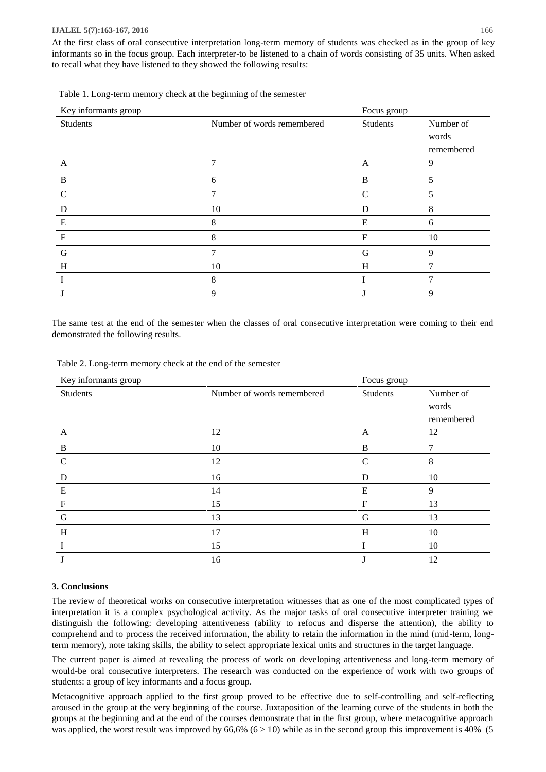At the first class of oral consecutive interpretation long-term memory of students was checked as in the group of key informants so in the focus group. Each interpreter-to be listened to a chain of words consisting of 35 units. When asked to recall what they have listened to they showed the following results:

Table 1. Long-term memory check at the beginning of the semester

| Key informants group | | Focus group | |
|---|---|---|---|
| Students | Number of words remembered | Students | Number of words remembered |
| A | 7 | A | 9 |
| B | 6 | B | 5 |
| C | 7 | C | 5 |
| D | 10 | D | 8 |
| E | 8 | E | 6 |
| F | 8 | F | 10 |
| G | 7 | G | 9 |
| H | 10 | H | 7 |
| I | 8 | I | 7 |
| J | 9 | J | 9 |

The same test at the end of the semester when the classes of oral consecutive interpretation were coming to their end demonstrated the following results.

Table 2. Long-term memory check at the end of the semester

| Key informants group | | Focus group | |
|---|---|---|---|
| Students | Number of words remembered | Students | Number of words remembered |
| A | 12 | A | 12 |
| B | 10 | B | 7 |
| C | 12 | C | 8 |
| D | 16 | D | 10 |
| E | 14 | E | 9 |
| F | 15 | F | 13 |
| G | 13 | G | 13 |
| H | 17 | H | 10 |
| I | 15 | I | 10 |
| J | 16 | J | 12 |

### 3. Conclusions

The review of theoretical works on consecutive interpretation witnesses that as one of the most complicated types of interpretation it is a complex psychological activity. As the major tasks of oral consecutive interpreter training we distinguish the following: developing attentiveness (ability to refocus and disperse the attention), the ability to comprehend and to process the received information, the ability to retain the information in the mind (mid-term, long-term memory), note taking skills, the ability to select appropriate lexical units and structures in the target language.

The current paper is aimed at revealing the process of work on developing attentiveness and long-term memory of would-be oral consecutive interpreters. The research was conducted on the experience of work with two groups of students: a group of key informants and a focus group.

Metacognitive approach applied to the first group proved to be effective due to self-controlling and self-reflecting aroused in the group at the very beginning of the course. Juxtaposition of the learning curve of the students in both the groups at the beginning and at the end of the courses demonstrate that in the first group, where metacognitive approach was applied, the worst result was improved by 66,6% (6 > 10) while as in the second group this improvement is 40% (5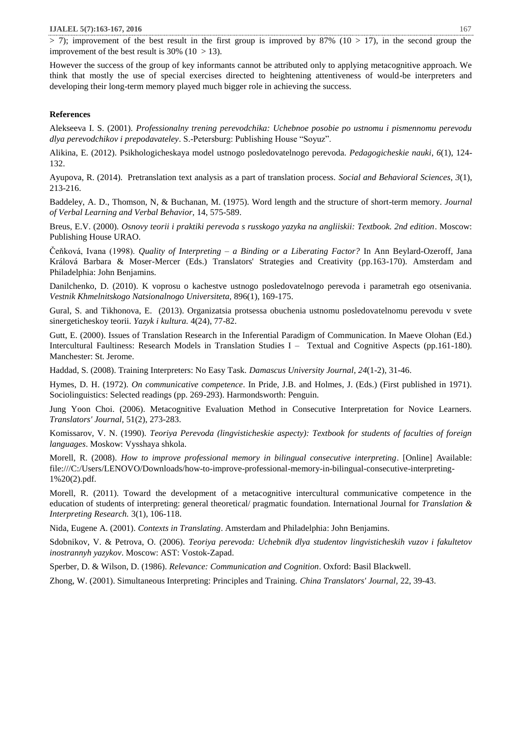> 7); improvement of the best result in the first group is improved by 87% (10 > 17), in the second group the improvement of the best result is 30% (10 > 13).

However the success of the group of key informants cannot be attributed only to applying metacognitive approach. We think that mostly the use of special exercises directed to heightening attentiveness of would-be interpreters and developing their long-term memory played much bigger role in achieving the success.

## References

Alekseeva I. S. (2001). *Professionalny trening perevodchika: Uchebnoe posobie po ustnomu i pismennomu perevodu dlya perevodchikov i prepodavateley*. S.-Petersburg: Publishing House "Soyuz".

Alikina, E. (2012). Psikhologicheskaya model ustnogo posledovatelnogo perevoda. *Pedagogicheskie nauki*, *6*(1), 124-132.

Ayupova, R. (2014). Pretranslation text analysis as a part of translation process. *Social and Behavioral Sciences, 3*(1), 213-216.

Baddeley, A. D., Thomson, N, & Buchanan, M. (1975). Word length and the structure of short-term memory. *Journal of Verbal Learning and Verbal Behavior,* 14, 575-589.

Breus, E.V. (2000). *Osnovy teorii i praktiki perevoda s russkogo yazyka na angliiskii: Textbook. 2nd edition*. Moscow: Publishing House URAO.

Čeňková, Ivana (1998). *Quality of Interpreting – a Binding or a Liberating Factor?* In Ann Beylard-Ozeroff, Jana Králová Barbara & Moser-Mercer (Eds.) Translators' Strategies and Creativity (pp.163-170). Amsterdam and Philadelphia: John Benjamins.

Danilchenko, D. (2010). K voprosu o kachestve ustnogo posledovatelnogo perevoda i parametrah ego otsenivania. *Vestnik Khmelnitskogo Natsionalnogo Universiteta,* 896(1), 169-175.

Gural, S. and Tikhonova, E. (2013). Organizatsia protsessa obuchenia ustnomu posledovatelnomu perevodu v svete sinergeticheskoy teorii. *Yazyk i kultura.* 4(24), 77-82.

Gutt, E. (2000). Issues of Translation Research in the Inferential Paradigm of Communication. In Maeve Olohan (Ed.) Intercultural Faultiness: Research Models in Translation Studies I – Textual and Cognitive Aspects (pp.161-180). Manchester: St. Jerome.

Haddad, S. (2008). Training Interpreters: No Easy Task. *Damascus University Journal, 24*(1-2), 31-46.

Hymes, D. H. (1972). *On communicative competence*. In Pride, J.B. and Holmes, J. (Eds.) (First published in 1971). Sociolinguistics: Selected readings (pp. 269-293). Harmondsworth: Penguin.

Jung Yoon Choi. (2006). Metacognitive Evaluation Method in Consecutive Interpretation for Novice Learners. *Translators' Journal,* 51(2), 273-283.

Komissarov, V. N. (1990). *Teoriya Perevoda (lingvisticheskie aspecty): Textbook for students of faculties of foreign languages*. Moskow: Vysshaya shkola.

Morell, R. (2008). *How to improve professional memory in bilingual consecutive interpreting*. [Online] Available: file:///C:/Users/LENOVO/Downloads/how-to-improve-professional-memory-in-bilingual-consecutive-interpreting-1%20(2).pdf.

Morell, R. (2011). Toward the development of a metacognitive intercultural communicative competence in the education of students of interpreting: general theoretical/ pragmatic foundation. International Journal for *Translation & Interpreting Research.* 3(1), 106-118.

Nida, Eugene A. (2001). *Contexts in Translating*. Amsterdam and Philadelphia: John Benjamins.

Sdobnikov, V. & Petrova, O. (2006). *Teoriya perevoda: Uchebnik dlya studentov lingvisticheskih vuzov i fakultetov inostrannyh yazykov*. Moscow: AST: Vostok-Zapad.

Sperber, D. & Wilson, D. (1986). *Relevance: Communication and Cognition*. Oxford: Basil Blackwell.

Zhong, W. (2001). Simultaneous Interpreting: Principles and Training. *China Translators' Journal,* 22, 39-43.